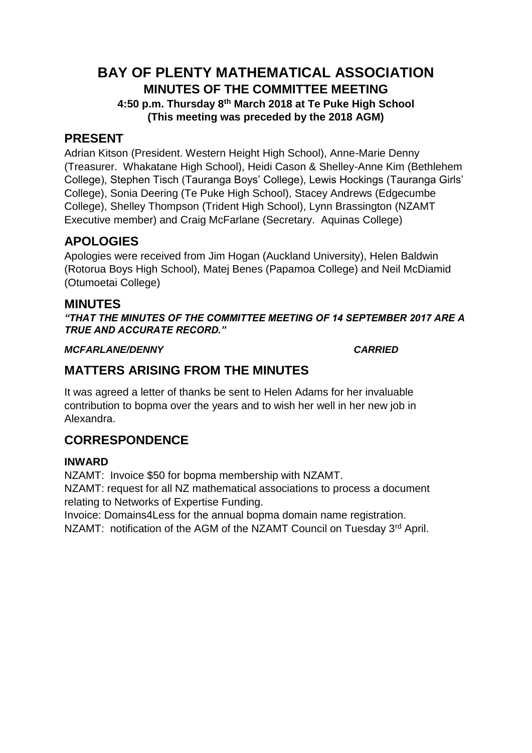# BAY OF PLENTY MATHEMATICAL ASSOCIATION

## MINUTES OF THE COMMITTEE MEETING

**4:50 p.m. Thursday 8th March 2018 at Te Puke High School**
**(This meeting was preceded by the 2018 AGM)**

## PRESENT

Adrian Kitson (President. Western Height High School), Anne-Marie Denny (Treasurer. Whakatane High School), Heidi Cason & Shelley-Anne Kim (Bethlehem College), Stephen Tisch (Tauranga Boys' College), Lewis Hockings (Tauranga Girls' College), Sonia Deering (Te Puke High School), Stacey Andrews (Edgecumbe College), Shelley Thompson (Trident High School), Lynn Brassington (NZAMT Executive member) and Craig McFarlane (Secretary. Aquinas College)

## APOLOGIES

Apologies were received from Jim Hogan (Auckland University), Helen Baldwin (Rotorua Boys High School), Matej Benes (Papamoa College) and Neil McDiamid (Otumoetai College)

## MINUTES

***"THAT THE MINUTES OF THE COMMITTEE MEETING OF 14 SEPTEMBER 2017 ARE A TRUE AND ACCURATE RECORD."***

***MCFARLANE/DENNY*** ***CARRIED***

## MATTERS ARISING FROM THE MINUTES

It was agreed a letter of thanks be sent to Helen Adams for her invaluable contribution to bopma over the years and to wish her well in her new job in Alexandra.

## CORRESPONDENCE

### INWARD

NZAMT: Invoice $50 for bopma membership with NZAMT.
NZAMT: request for all NZ mathematical associations to process a document relating to Networks of Expertise Funding.
Invoice: Domains4Less for the annual bopma domain name registration.
NZAMT: notification of the AGM of the NZAMT Council on Tuesday 3rd April.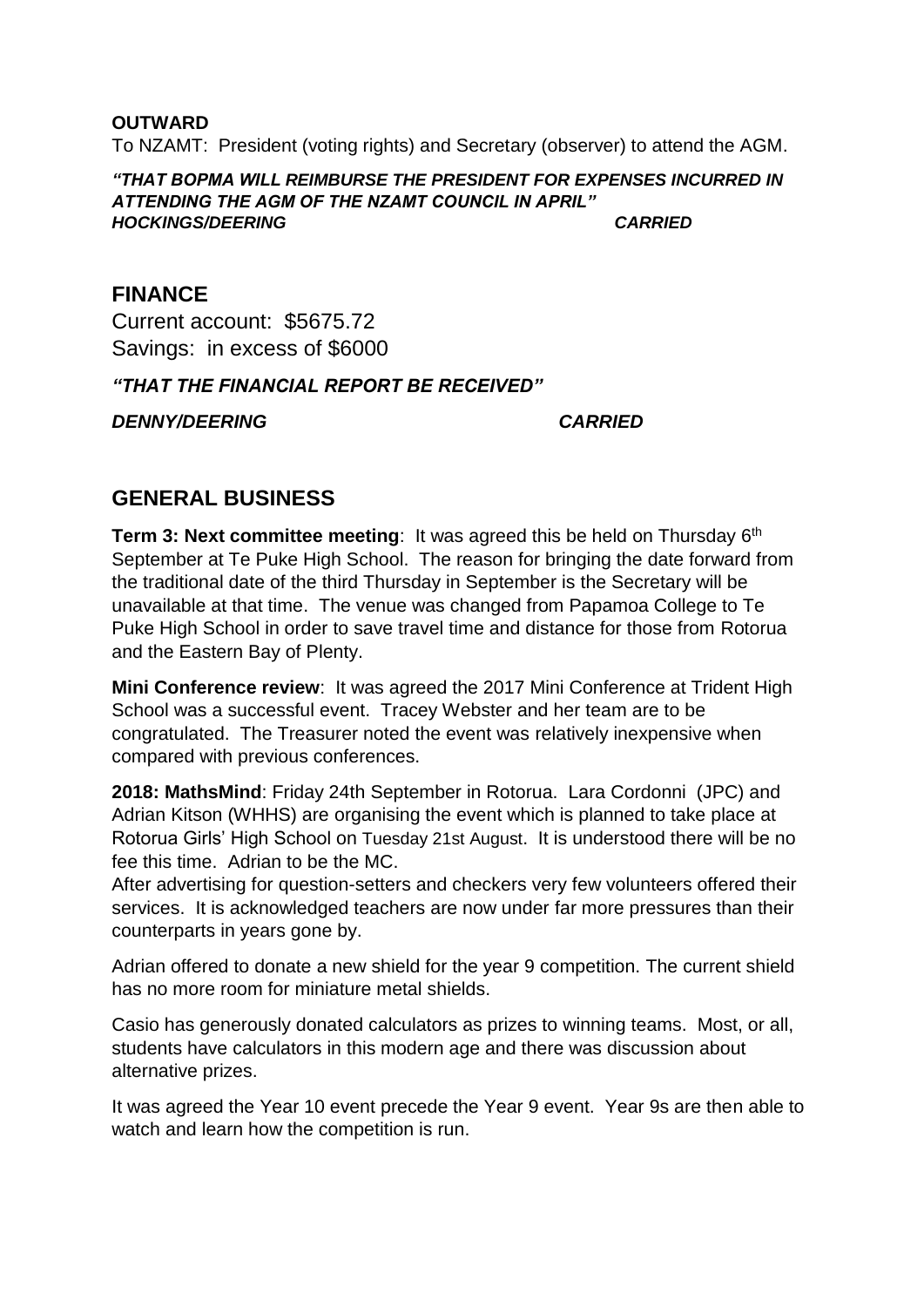**OUTWARD**

To NZAMT: President (voting rights) and Secretary (observer) to attend the AGM.

***"THAT BOPMA WILL REIMBURSE THE PRESIDENT FOR EXPENSES INCURRED IN ATTENDING THE AGM OF THE NZAMT COUNCIL IN APRIL"***
***HOCKINGS/DEERING CARRIED***

## FINANCE

Current account: $5675.72
Savings: in excess of $6000

***"THAT THE FINANCIAL REPORT BE RECEIVED"***

***DENNY/DEERING CARRIED***

## GENERAL BUSINESS

**Term 3: Next committee meeting**: It was agreed this be held on Thursday 6th September at Te Puke High School. The reason for bringing the date forward from the traditional date of the third Thursday in September is the Secretary will be unavailable at that time. The venue was changed from Papamoa College to Te Puke High School in order to save travel time and distance for those from Rotorua and the Eastern Bay of Plenty.

**Mini Conference review**: It was agreed the 2017 Mini Conference at Trident High School was a successful event. Tracey Webster and her team are to be congratulated. The Treasurer noted the event was relatively inexpensive when compared with previous conferences.

**2018: MathsMind**: Friday 24th September in Rotorua. Lara Cordonni (JPC) and Adrian Kitson (WHHS) are organising the event which is planned to take place at Rotorua Girls' High School on Tuesday 21st August. It is understood there will be no fee this time. Adrian to be the MC.

After advertising for question-setters and checkers very few volunteers offered their services. It is acknowledged teachers are now under far more pressures than their counterparts in years gone by.

Adrian offered to donate a new shield for the year 9 competition. The current shield has no more room for miniature metal shields.

Casio has generously donated calculators as prizes to winning teams. Most, or all, students have calculators in this modern age and there was discussion about alternative prizes.

It was agreed the Year 10 event precede the Year 9 event. Year 9s are then able to watch and learn how the competition is run.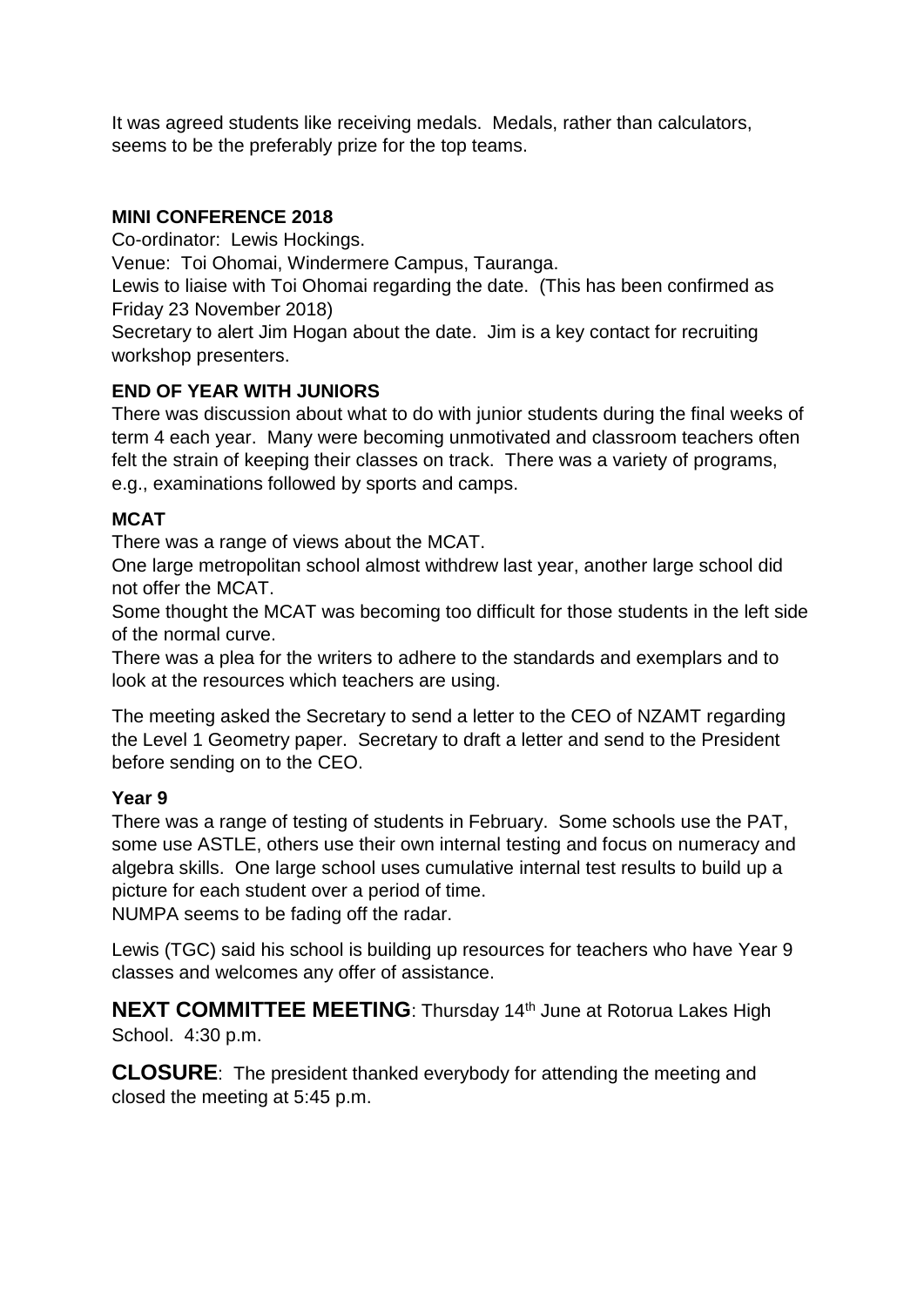It was agreed students like receiving medals. Medals, rather than calculators, seems to be the preferably prize for the top teams.

**MINI CONFERENCE 2018**

Co-ordinator: Lewis Hockings.

Venue: Toi Ohomai, Windermere Campus, Tauranga.

Lewis to liaise with Toi Ohomai regarding the date. (This has been confirmed as Friday 23 November 2018)

Secretary to alert Jim Hogan about the date. Jim is a key contact for recruiting workshop presenters.

**END OF YEAR WITH JUNIORS**

There was discussion about what to do with junior students during the final weeks of term 4 each year. Many were becoming unmotivated and classroom teachers often felt the strain of keeping their classes on track. There was a variety of programs, e.g., examinations followed by sports and camps.

**MCAT**

There was a range of views about the MCAT.

One large metropolitan school almost withdrew last year, another large school did not offer the MCAT.

Some thought the MCAT was becoming too difficult for those students in the left side of the normal curve.

There was a plea for the writers to adhere to the standards and exemplars and to look at the resources which teachers are using.

The meeting asked the Secretary to send a letter to the CEO of NZAMT regarding the Level 1 Geometry paper. Secretary to draft a letter and send to the President before sending on to the CEO.

**Year 9**

There was a range of testing of students in February. Some schools use the PAT, some use ASTLE, others use their own internal testing and focus on numeracy and algebra skills. One large school uses cumulative internal test results to build up a picture for each student over a period of time.

NUMPA seems to be fading off the radar.

Lewis (TGC) said his school is building up resources for teachers who have Year 9 classes and welcomes any offer of assistance.

**NEXT COMMITTEE MEETING**: Thursday 14th June at Rotorua Lakes High School. 4:30 p.m.

**CLOSURE**: The president thanked everybody for attending the meeting and closed the meeting at 5:45 p.m.